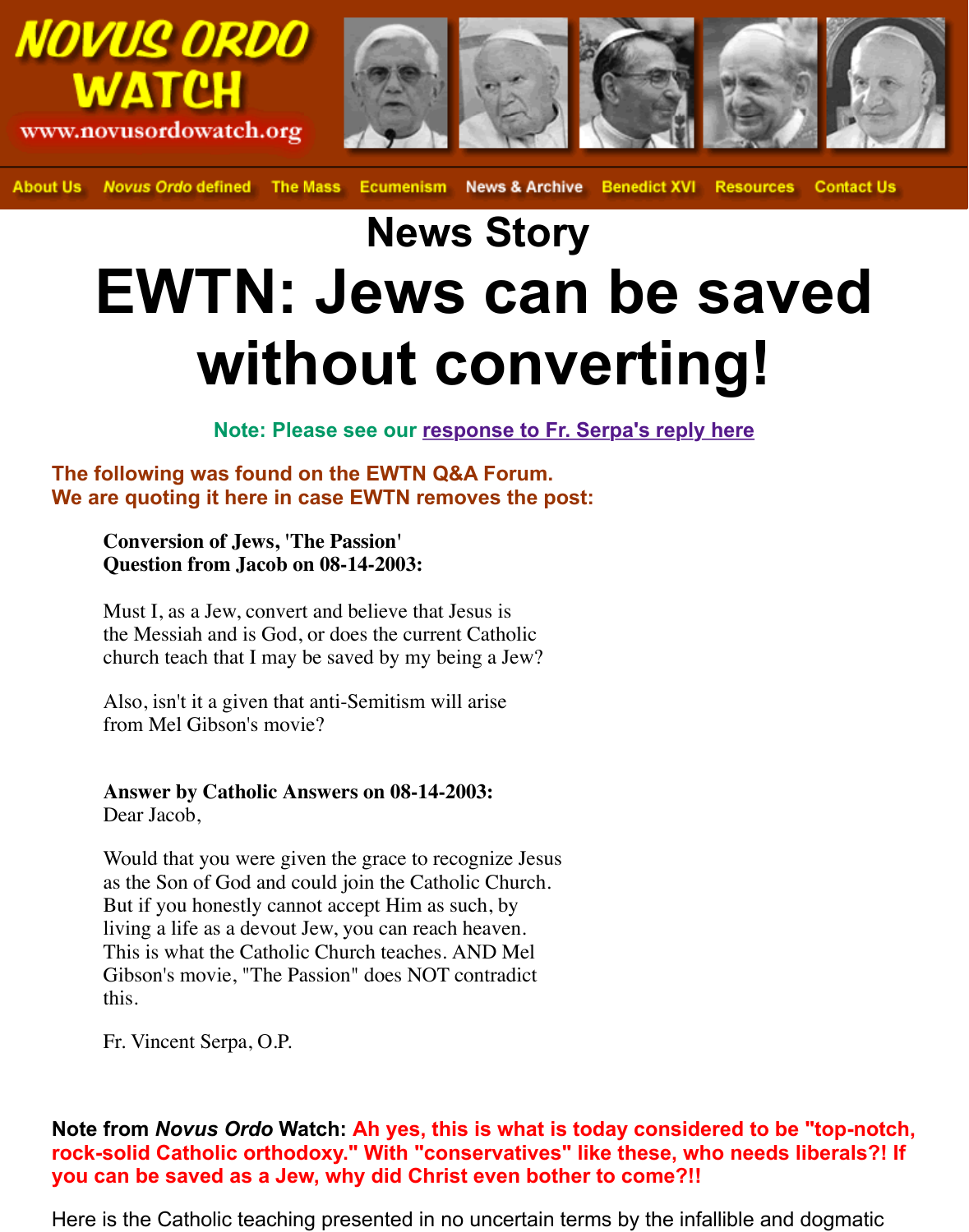# NOVUS ORDO WATCH

www.novusordowatch.org

About Us | *Novus Ordo* defined | The Mass | Ecumenism | News & Archive | Benedict XVI | Resources | Contact Us

## News Story

# EWTN: Jews can be saved without converting!

**Note: Please see our response to Fr. Serpa's reply here**

**The following was found on the EWTN Q&A Forum.**
**We are quoting it here in case EWTN removes the post:**

> **Conversion of Jews, 'The Passion'**
> **Question from Jacob on 08-14-2003:**
>
> Must I, as a Jew, convert and believe that Jesus is the Messiah and is God, or does the current Catholic church teach that I may be saved by my being a Jew?
>
> Also, isn't it a given that anti-Semitism will arise from Mel Gibson's movie?
>
> **Answer by Catholic Answers on 08-14-2003:**
> Dear Jacob,
>
> Would that you were given the grace to recognize Jesus as the Son of God and could join the Catholic Church. But if you honestly cannot accept Him as such, by living a life as a devout Jew, you can reach heaven. This is what the Catholic Church teaches. AND Mel Gibson's movie, "The Passion" does NOT contradict this.
>
> Fr. Vincent Serpa, O.P.

**Note from *Novus Ordo* Watch: Ah yes, this is what is today considered to be "top-notch, rock-solid Catholic orthodoxy." With "conservatives" like these, who needs liberals?! If you can be saved as a Jew, why did Christ even bother to come?!!**

Here is the Catholic teaching presented in no uncertain terms by the infallible and dogmatic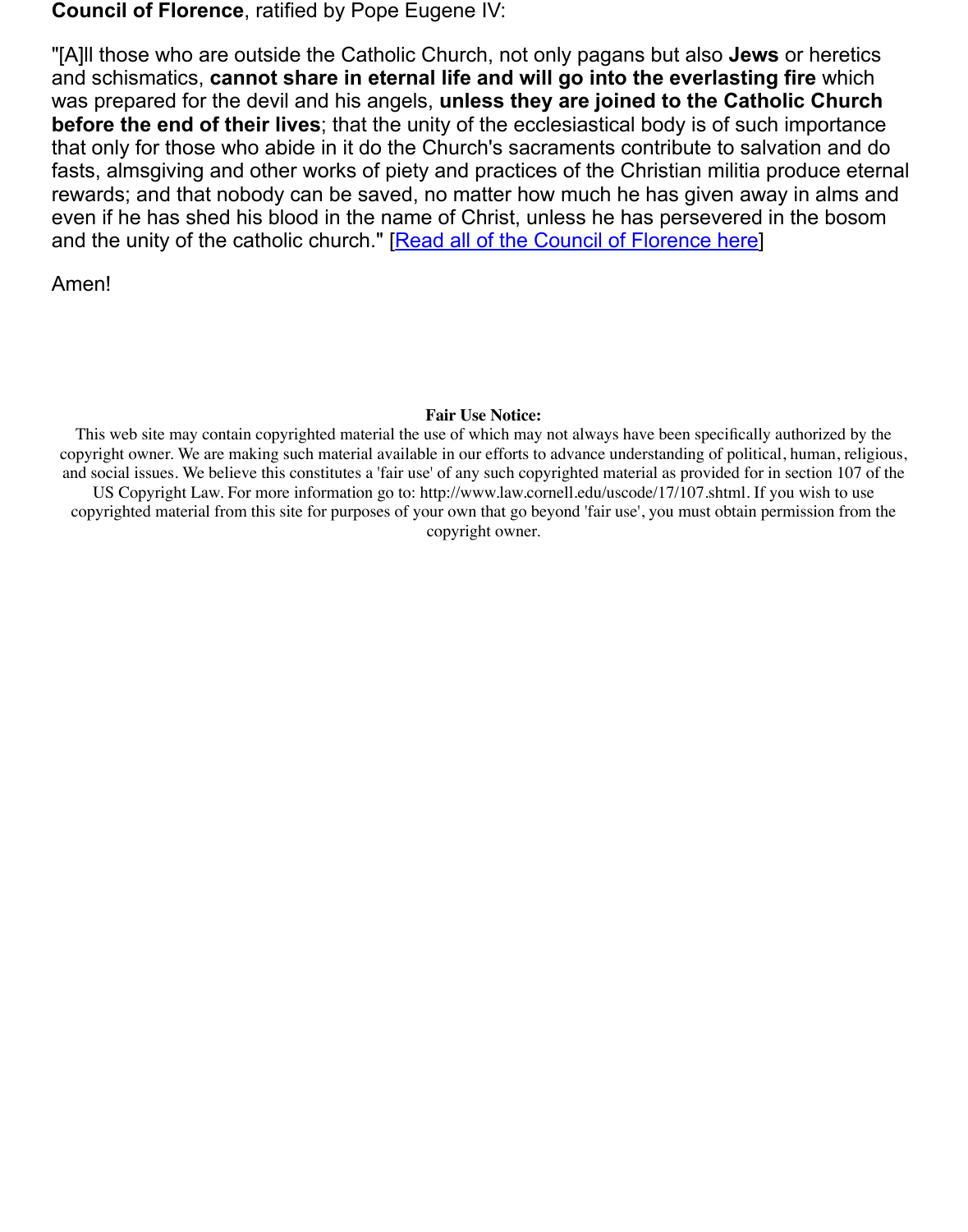**Council of Florence**, ratified by Pope Eugene IV:

"[A]ll those who are outside the Catholic Church, not only pagans but also **Jews** or heretics and schismatics, **cannot share in eternal life and will go into the everlasting fire** which was prepared for the devil and his angels, **unless they are joined to the Catholic Church before the end of their lives**; that the unity of the ecclesiastical body is of such importance that only for those who abide in it do the Church's sacraments contribute to salvation and do fasts, almsgiving and other works of piety and practices of the Christian militia produce eternal rewards; and that nobody can be saved, no matter how much he has given away in alms and even if he has shed his blood in the name of Christ, unless he has persevered in the bosom and the unity of the catholic church." [Read all of the Council of Florence here]

Amen!

**Fair Use Notice:**

This web site may contain copyrighted material the use of which may not always have been specifically authorized by the copyright owner. We are making such material available in our efforts to advance understanding of political, human, religious, and social issues. We believe this constitutes a 'fair use' of any such copyrighted material as provided for in section 107 of the US Copyright Law. For more information go to: http://www.law.cornell.edu/uscode/17/107.shtml. If you wish to use copyrighted material from this site for purposes of your own that go beyond 'fair use', you must obtain permission from the copyright owner.